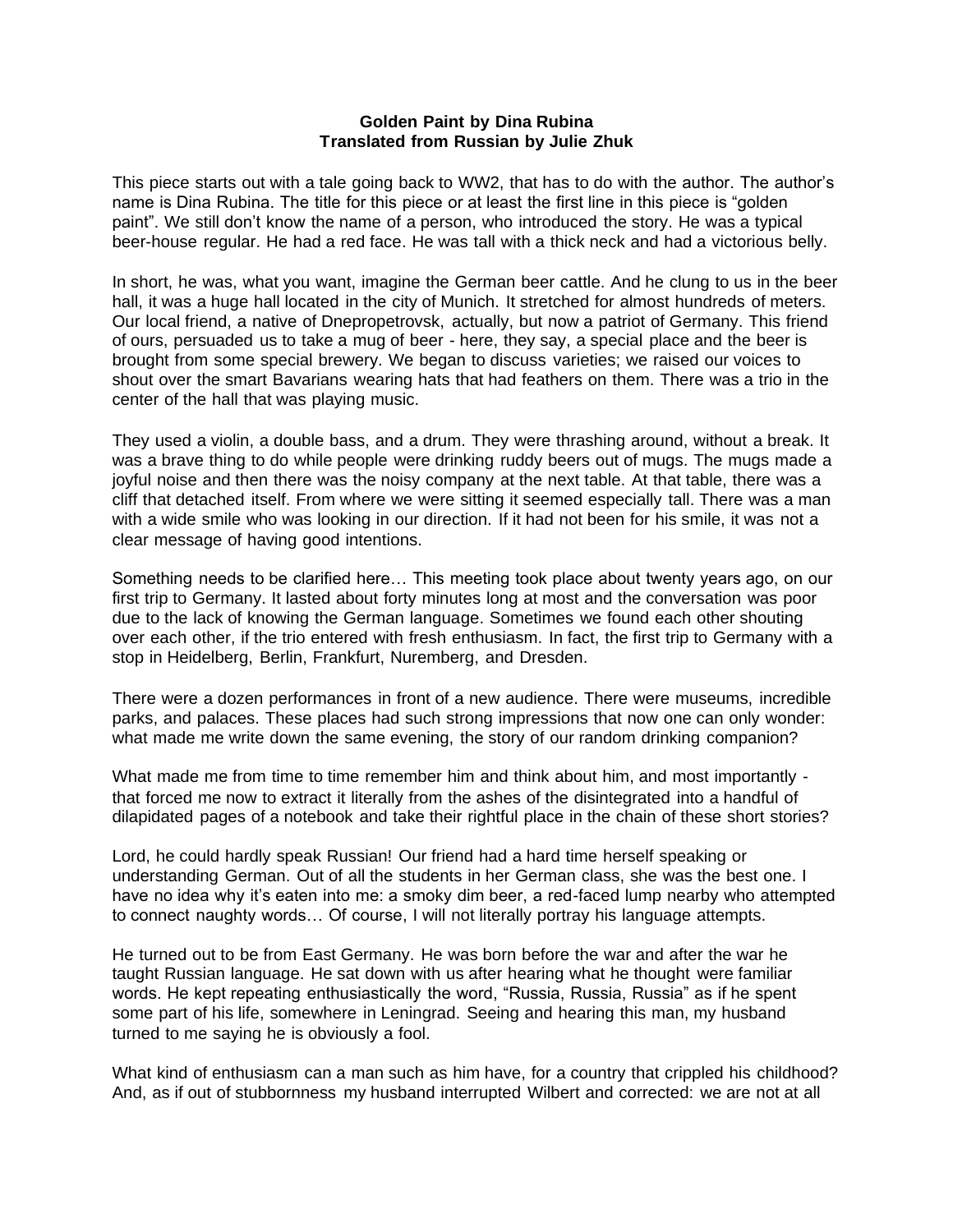**Golden Paint by Dina Rubina**
**Translated from Russian by Julie Zhuk**

This piece starts out with a tale going back to WW2, that has to do with the author. The author's name is Dina Rubina. The title for this piece or at least the first line in this piece is "golden paint". We still don't know the name of a person, who introduced the story. He was a typical beer-house regular. He had a red face. He was tall with a thick neck and had a victorious belly.

In short, he was, what you want, imagine the German beer cattle. And he clung to us in the beer hall, it was a huge hall located in the city of Munich. It stretched for almost hundreds of meters. Our local friend, a native of Dnepropetrovsk, actually, but now a patriot of Germany. This friend of ours, persuaded us to take a mug of beer - here, they say, a special place and the beer is brought from some special brewery. We began to discuss varieties; we raised our voices to shout over the smart Bavarians wearing hats that had feathers on them. There was a trio in the center of the hall that was playing music.

They used a violin, a double bass, and a drum. They were thrashing around, without a break. It was a brave thing to do while people were drinking ruddy beers out of mugs. The mugs made a joyful noise and then there was the noisy company at the next table. At that table, there was a cliff that detached itself. From where we were sitting it seemed especially tall. There was a man with a wide smile who was looking in our direction. If it had not been for his smile, it was not a clear message of having good intentions.

Something needs to be clarified here… This meeting took place about twenty years ago, on our first trip to Germany. It lasted about forty minutes long at most and the conversation was poor due to the lack of knowing the German language. Sometimes we found each other shouting over each other, if the trio entered with fresh enthusiasm. In fact, the first trip to Germany with a stop in Heidelberg, Berlin, Frankfurt, Nuremberg, and Dresden.

There were a dozen performances in front of a new audience. There were museums, incredible parks, and palaces. These places had such strong impressions that now one can only wonder: what made me write down the same evening, the story of our random drinking companion?

What made me from time to time remember him and think about him, and most importantly - that forced me now to extract it literally from the ashes of the disintegrated into a handful of dilapidated pages of a notebook and take their rightful place in the chain of these short stories?

Lord, he could hardly speak Russian! Our friend had a hard time herself speaking or understanding German. Out of all the students in her German class, she was the best one. I have no idea why it's eaten into me: a smoky dim beer, a red-faced lump nearby who attempted to connect naughty words… Of course, I will not literally portray his language attempts.

He turned out to be from East Germany. He was born before the war and after the war he taught Russian language. He sat down with us after hearing what he thought were familiar words. He kept repeating enthusiastically the word, "Russia, Russia, Russia" as if he spent some part of his life, somewhere in Leningrad. Seeing and hearing this man, my husband turned to me saying he is obviously a fool.

What kind of enthusiasm can a man such as him have, for a country that crippled his childhood? And, as if out of stubbornness my husband interrupted Wilbert and corrected: we are not at all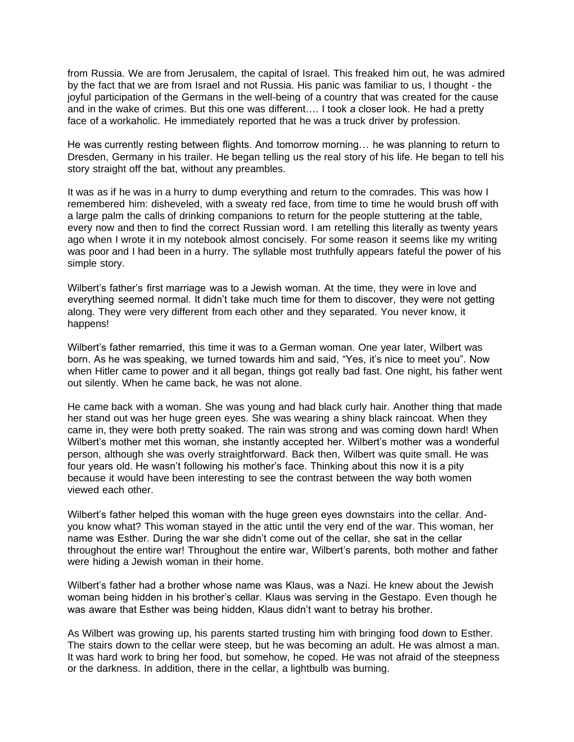from Russia. We are from Jerusalem, the capital of Israel. This freaked him out, he was admired by the fact that we are from Israel and not Russia. His panic was familiar to us, I thought - the joyful participation of the Germans in the well-being of a country that was created for the cause and in the wake of crimes. But this one was different…. I took a closer look. He had a pretty face of a workaholic. He immediately reported that he was a truck driver by profession.

He was currently resting between flights. And tomorrow morning… he was planning to return to Dresden, Germany in his trailer. He began telling us the real story of his life. He began to tell his story straight off the bat, without any preambles.

It was as if he was in a hurry to dump everything and return to the comrades. This was how I remembered him: disheveled, with a sweaty red face, from time to time he would brush off with a large palm the calls of drinking companions to return for the people stuttering at the table, every now and then to find the correct Russian word. I am retelling this literally as twenty years ago when I wrote it in my notebook almost concisely. For some reason it seems like my writing was poor and I had been in a hurry. The syllable most truthfully appears fateful the power of his simple story.

Wilbert's father's first marriage was to a Jewish woman. At the time, they were in love and everything seemed normal. It didn't take much time for them to discover, they were not getting along. They were very different from each other and they separated. You never know, it happens!

Wilbert's father remarried, this time it was to a German woman. One year later, Wilbert was born. As he was speaking, we turned towards him and said, "Yes, it's nice to meet you". Now when Hitler came to power and it all began, things got really bad fast. One night, his father went out silently. When he came back, he was not alone.

He came back with a woman. She was young and had black curly hair. Another thing that made her stand out was her huge green eyes. She was wearing a shiny black raincoat. When they came in, they were both pretty soaked. The rain was strong and was coming down hard! When Wilbert's mother met this woman, she instantly accepted her. Wilbert's mother was a wonderful person, although she was overly straightforward. Back then, Wilbert was quite small. He was four years old. He wasn't following his mother's face. Thinking about this now it is a pity because it would have been interesting to see the contrast between the way both women viewed each other.

Wilbert's father helped this woman with the huge green eyes downstairs into the cellar. And- you know what? This woman stayed in the attic until the very end of the war. This woman, her name was Esther. During the war she didn't come out of the cellar, she sat in the cellar throughout the entire war! Throughout the entire war, Wilbert's parents, both mother and father were hiding a Jewish woman in their home.

Wilbert's father had a brother whose name was Klaus, was a Nazi. He knew about the Jewish woman being hidden in his brother's cellar. Klaus was serving in the Gestapo. Even though he was aware that Esther was being hidden, Klaus didn't want to betray his brother.

As Wilbert was growing up, his parents started trusting him with bringing food down to Esther. The stairs down to the cellar were steep, but he was becoming an adult. He was almost a man. It was hard work to bring her food, but somehow, he coped. He was not afraid of the steepness or the darkness. In addition, there in the cellar, a lightbulb was burning.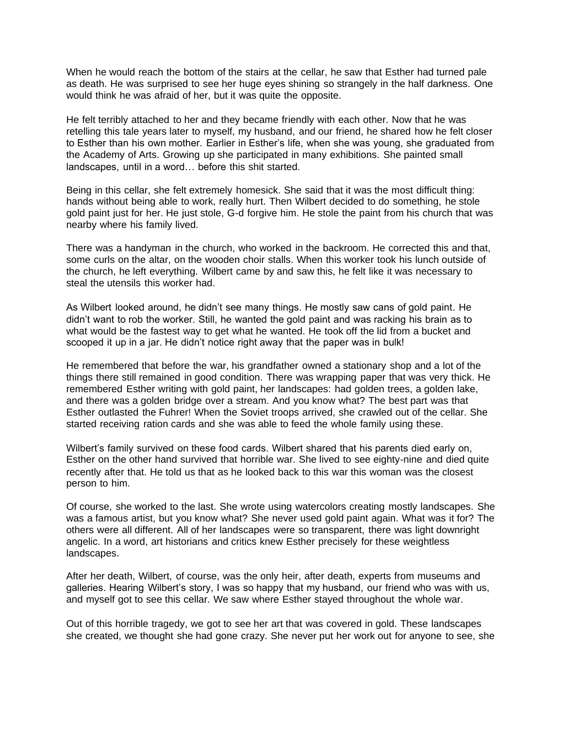When he would reach the bottom of the stairs at the cellar, he saw that Esther had turned pale as death. He was surprised to see her huge eyes shining so strangely in the half darkness. One would think he was afraid of her, but it was quite the opposite.

He felt terribly attached to her and they became friendly with each other. Now that he was retelling this tale years later to myself, my husband, and our friend, he shared how he felt closer to Esther than his own mother. Earlier in Esther's life, when she was young, she graduated from the Academy of Arts. Growing up she participated in many exhibitions. She painted small landscapes, until in a word… before this shit started.

Being in this cellar, she felt extremely homesick. She said that it was the most difficult thing: hands without being able to work, really hurt. Then Wilbert decided to do something, he stole gold paint just for her. He just stole, G-d forgive him. He stole the paint from his church that was nearby where his family lived.

There was a handyman in the church, who worked in the backroom. He corrected this and that, some curls on the altar, on the wooden choir stalls. When this worker took his lunch outside of the church, he left everything. Wilbert came by and saw this, he felt like it was necessary to steal the utensils this worker had.

As Wilbert looked around, he didn't see many things. He mostly saw cans of gold paint. He didn't want to rob the worker. Still, he wanted the gold paint and was racking his brain as to what would be the fastest way to get what he wanted. He took off the lid from a bucket and scooped it up in a jar. He didn't notice right away that the paper was in bulk!

He remembered that before the war, his grandfather owned a stationary shop and a lot of the things there still remained in good condition. There was wrapping paper that was very thick. He remembered Esther writing with gold paint, her landscapes: had golden trees, a golden lake, and there was a golden bridge over a stream. And you know what? The best part was that Esther outlasted the Fuhrer! When the Soviet troops arrived, she crawled out of the cellar. She started receiving ration cards and she was able to feed the whole family using these.

Wilbert's family survived on these food cards. Wilbert shared that his parents died early on, Esther on the other hand survived that horrible war. She lived to see eighty-nine and died quite recently after that. He told us that as he looked back to this war this woman was the closest person to him.

Of course, she worked to the last. She wrote using watercolors creating mostly landscapes. She was a famous artist, but you know what? She never used gold paint again. What was it for? The others were all different. All of her landscapes were so transparent, there was light downright angelic. In a word, art historians and critics knew Esther precisely for these weightless landscapes.

After her death, Wilbert, of course, was the only heir, after death, experts from museums and galleries. Hearing Wilbert's story, I was so happy that my husband, our friend who was with us, and myself got to see this cellar. We saw where Esther stayed throughout the whole war.

Out of this horrible tragedy, we got to see her art that was covered in gold. These landscapes she created, we thought she had gone crazy. She never put her work out for anyone to see, she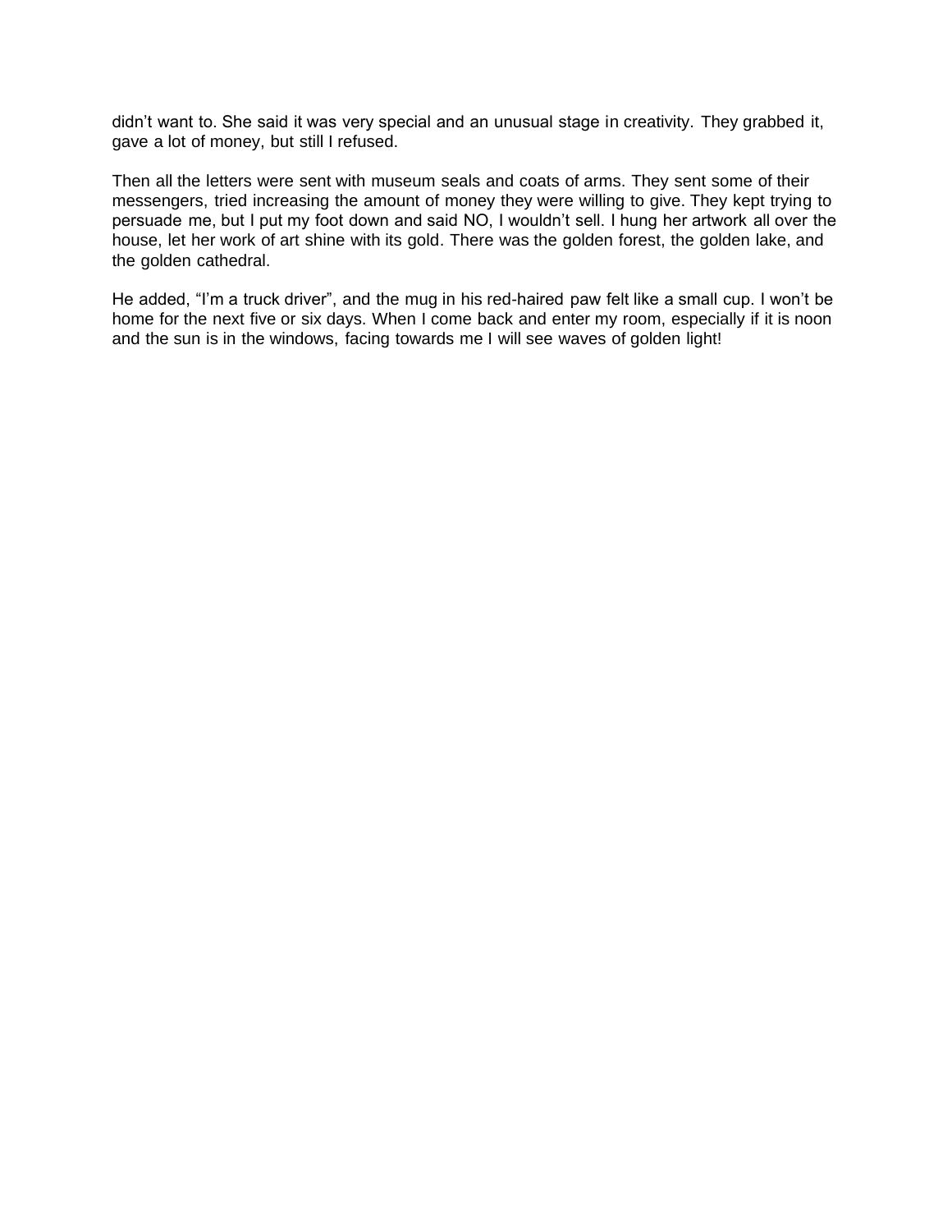didn't want to. She said it was very special and an unusual stage in creativity. They grabbed it, gave a lot of money, but still I refused.

Then all the letters were sent with museum seals and coats of arms. They sent some of their messengers, tried increasing the amount of money they were willing to give. They kept trying to persuade me, but I put my foot down and said NO, I wouldn't sell. I hung her artwork all over the house, let her work of art shine with its gold. There was the golden forest, the golden lake, and the golden cathedral.

He added, "I'm a truck driver", and the mug in his red-haired paw felt like a small cup. I won't be home for the next five or six days. When I come back and enter my room, especially if it is noon and the sun is in the windows, facing towards me I will see waves of golden light!